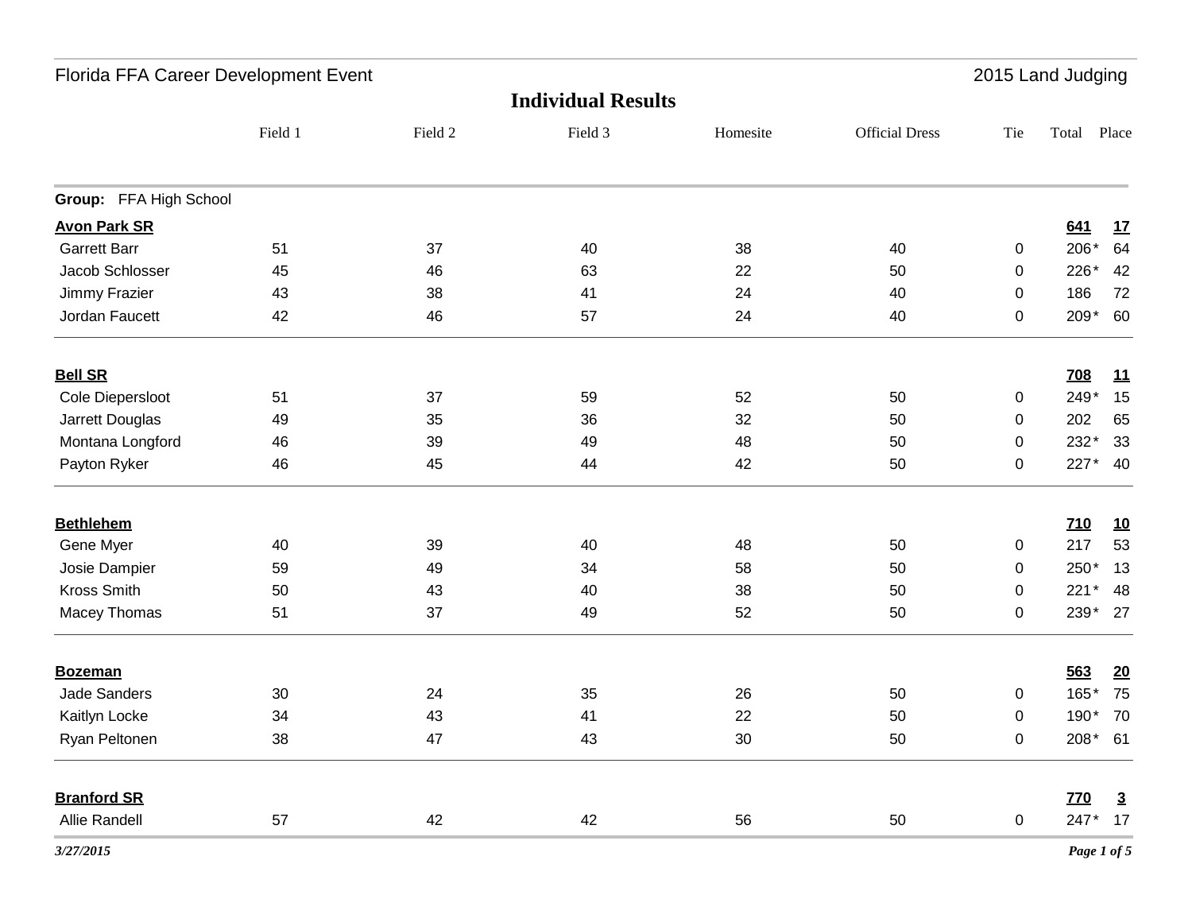Florida FFA Career Development Event — 2015 Land Judging

## Individual Results

| | Field 1 | Field 2 | Field 3 | Homesite | Official Dress | Tie | Total | Place |
|---|---|---|---|---|---|---|---|---|
| **Group:** FFA High School | | | | | | | | |
| **Avon Park SR** | | | | | | | **641** | **17** |
| Garrett Barr | 51 | 37 | 40 | 38 | 40 | 0 | 206* | 64 |
| Jacob Schlosser | 45 | 46 | 63 | 22 | 50 | 0 | 226* | 42 |
| Jimmy Frazier | 43 | 38 | 41 | 24 | 40 | 0 | 186 | 72 |
| Jordan Faucett | 42 | 46 | 57 | 24 | 40 | 0 | 209* | 60 |
| **Bell SR** | | | | | | | **708** | **11** |
| Cole Diepersloot | 51 | 37 | 59 | 52 | 50 | 0 | 249* | 15 |
| Jarrett Douglas | 49 | 35 | 36 | 32 | 50 | 0 | 202 | 65 |
| Montana Longford | 46 | 39 | 49 | 48 | 50 | 0 | 232* | 33 |
| Payton Ryker | 46 | 45 | 44 | 42 | 50 | 0 | 227* | 40 |
| **Bethlehem** | | | | | | | **710** | **10** |
| Gene Myer | 40 | 39 | 40 | 48 | 50 | 0 | 217 | 53 |
| Josie Dampier | 59 | 49 | 34 | 58 | 50 | 0 | 250* | 13 |
| Kross Smith | 50 | 43 | 40 | 38 | 50 | 0 | 221* | 48 |
| Macey Thomas | 51 | 37 | 49 | 52 | 50 | 0 | 239* | 27 |
| **Bozeman** | | | | | | | **563** | **20** |
| Jade Sanders | 30 | 24 | 35 | 26 | 50 | 0 | 165* | 75 |
| Kaitlyn Locke | 34 | 43 | 41 | 22 | 50 | 0 | 190* | 70 |
| Ryan Peltonen | 38 | 47 | 43 | 30 | 50 | 0 | 208* | 61 |
| **Branford SR** | | | | | | | **770** | **3** |
| Allie Randell | 57 | 42 | 42 | 56 | 50 | 0 | 247* | 17 |

*3/27/2015*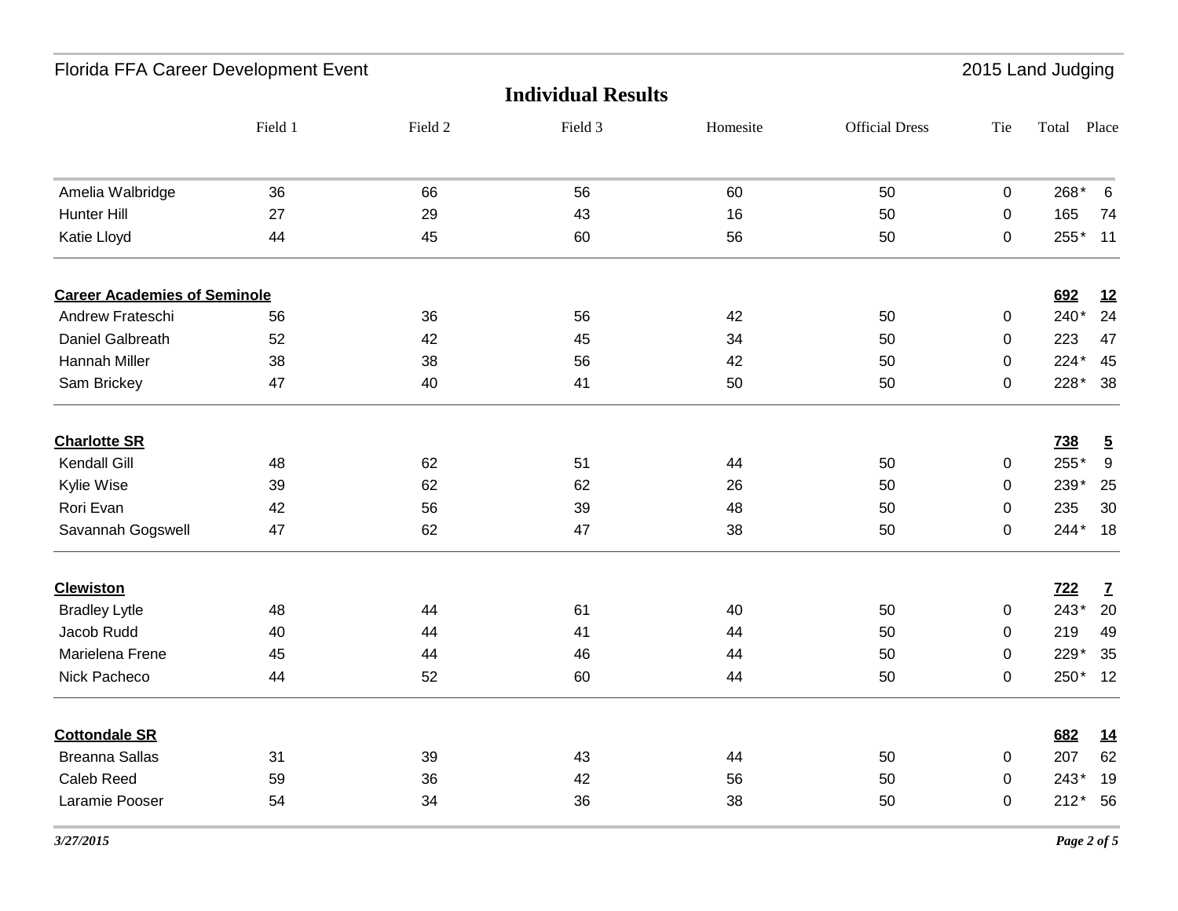## Individual Results

| | Field 1 | Field 2 | Field 3 | Homesite | Official Dress | Tie | Total | Place |
|---|---|---|---|---|---|---|---|---|
| Amelia Walbridge | 36 | 66 | 56 | 60 | 50 | 0 | 268* | 6 |
| Hunter Hill | 27 | 29 | 43 | 16 | 50 | 0 | 165 | 74 |
| Katie Lloyd | 44 | 45 | 60 | 56 | 50 | 0 | 255* | 11 |
| **Career Academies of Seminole** | | | | | | | **692** | **12** |
| Andrew Frateschi | 56 | 36 | 56 | 42 | 50 | 0 | 240* | 24 |
| Daniel Galbreath | 52 | 42 | 45 | 34 | 50 | 0 | 223 | 47 |
| Hannah Miller | 38 | 38 | 56 | 42 | 50 | 0 | 224* | 45 |
| Sam Brickey | 47 | 40 | 41 | 50 | 50 | 0 | 228* | 38 |
| **Charlotte SR** | | | | | | | **738** | **5** |
| Kendall Gill | 48 | 62 | 51 | 44 | 50 | 0 | 255* | 9 |
| Kylie Wise | 39 | 62 | 62 | 26 | 50 | 0 | 239* | 25 |
| Rori Evan | 42 | 56 | 39 | 48 | 50 | 0 | 235 | 30 |
| Savannah Gogswell | 47 | 62 | 47 | 38 | 50 | 0 | 244* | 18 |
| **Clewiston** | | | | | | | **722** | **7** |
| Bradley Lytle | 48 | 44 | 61 | 40 | 50 | 0 | 243* | 20 |
| Jacob Rudd | 40 | 44 | 41 | 44 | 50 | 0 | 219 | 49 |
| Marielena Frene | 45 | 44 | 46 | 44 | 50 | 0 | 229* | 35 |
| Nick Pacheco | 44 | 52 | 60 | 44 | 50 | 0 | 250* | 12 |
| **Cottondale SR** | | | | | | | **682** | **14** |
| Breanna Sallas | 31 | 39 | 43 | 44 | 50 | 0 | 207 | 62 |
| Caleb Reed | 59 | 36 | 42 | 56 | 50 | 0 | 243* | 19 |
| Laramie Pooser | 54 | 34 | 36 | 38 | 50 | 0 | 212* | 56 |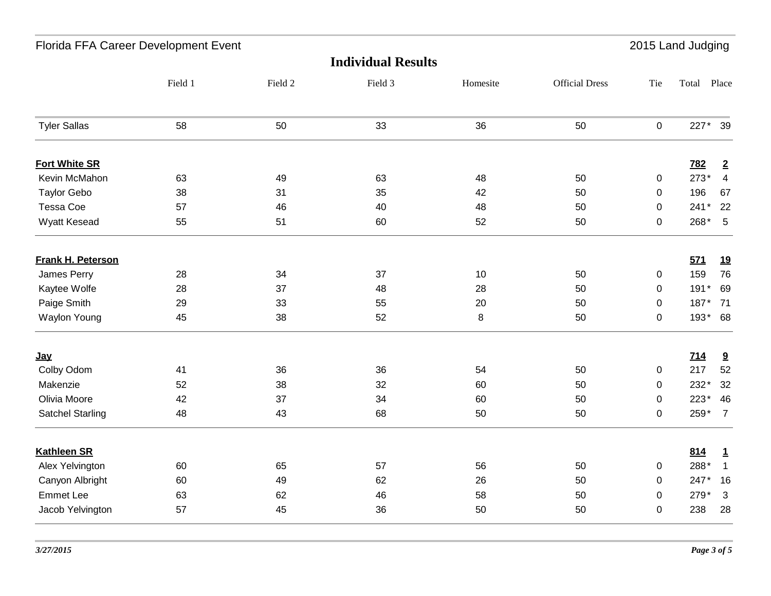## Individual Results

| | Field 1 | Field 2 | Field 3 | Homesite | Official Dress | Tie | Total | Place |
|---|---|---|---|---|---|---|---|---|
| Tyler Sallas | 58 | 50 | 33 | 36 | 50 | 0 | 227* | 39 |
| **Fort White SR** | | | | | | | **782** | **2** |
| Kevin McMahon | 63 | 49 | 63 | 48 | 50 | 0 | 273* | 4 |
| Taylor Gebo | 38 | 31 | 35 | 42 | 50 | 0 | 196 | 67 |
| Tessa Coe | 57 | 46 | 40 | 48 | 50 | 0 | 241* | 22 |
| Wyatt Kesead | 55 | 51 | 60 | 52 | 50 | 0 | 268* | 5 |
| **Frank H. Peterson** | | | | | | | **571** | **19** |
| James Perry | 28 | 34 | 37 | 10 | 50 | 0 | 159 | 76 |
| Kaytee Wolfe | 28 | 37 | 48 | 28 | 50 | 0 | 191* | 69 |
| Paige Smith | 29 | 33 | 55 | 20 | 50 | 0 | 187* | 71 |
| Waylon Young | 45 | 38 | 52 | 8 | 50 | 0 | 193* | 68 |
| **Jay** | | | | | | | **714** | **9** |
| Colby Odom | 41 | 36 | 36 | 54 | 50 | 0 | 217 | 52 |
| Makenzie | 52 | 38 | 32 | 60 | 50 | 0 | 232* | 32 |
| Olivia Moore | 42 | 37 | 34 | 60 | 50 | 0 | 223* | 46 |
| Satchel Starling | 48 | 43 | 68 | 50 | 50 | 0 | 259* | 7 |
| **Kathleen SR** | | | | | | | **814** | **1** |
| Alex Yelvington | 60 | 65 | 57 | 56 | 50 | 0 | 288* | 1 |
| Canyon Albright | 60 | 49 | 62 | 26 | 50 | 0 | 247* | 16 |
| Emmet Lee | 63 | 62 | 46 | 58 | 50 | 0 | 279* | 3 |
| Jacob Yelvington | 57 | 45 | 36 | 50 | 50 | 0 | 238 | 28 |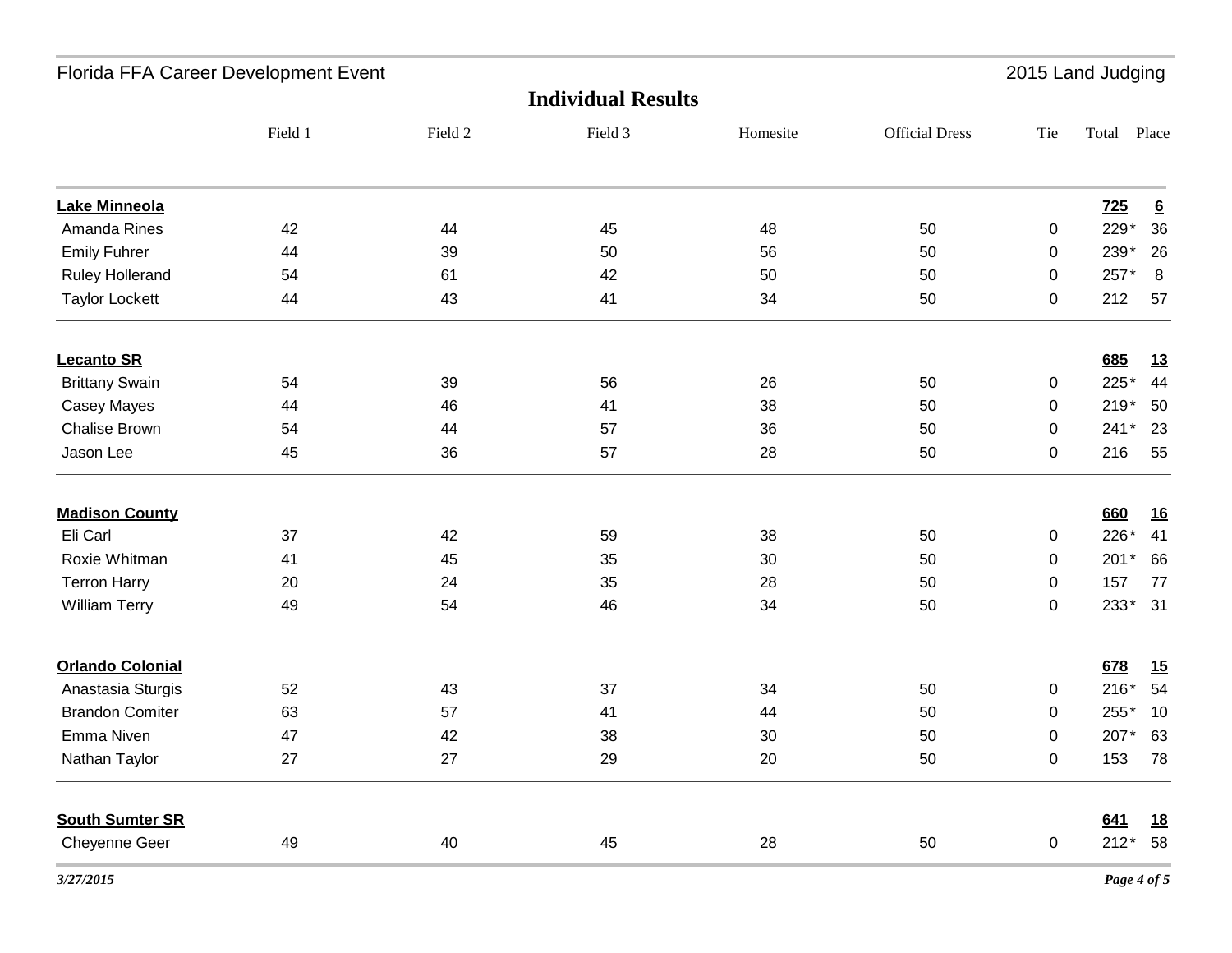## Individual Results

| | Field 1 | Field 2 | Field 3 | Homesite | Official Dress | Tie | Total | Place |
|---|---|---|---|---|---|---|---|---|
| **Lake Minneola** | | | | | | | **725** | **6** |
| Amanda Rines | 42 | 44 | 45 | 48 | 50 | 0 | 229* | 36 |
| Emily Fuhrer | 44 | 39 | 50 | 56 | 50 | 0 | 239* | 26 |
| Ruley Hollerand | 54 | 61 | 42 | 50 | 50 | 0 | 257* | 8 |
| Taylor Lockett | 44 | 43 | 41 | 34 | 50 | 0 | 212 | 57 |
| **Lecanto SR** | | | | | | | **685** | **13** |
| Brittany Swain | 54 | 39 | 56 | 26 | 50 | 0 | 225* | 44 |
| Casey Mayes | 44 | 46 | 41 | 38 | 50 | 0 | 219* | 50 |
| Chalise Brown | 54 | 44 | 57 | 36 | 50 | 0 | 241* | 23 |
| Jason Lee | 45 | 36 | 57 | 28 | 50 | 0 | 216 | 55 |
| **Madison County** | | | | | | | **660** | **16** |
| Eli Carl | 37 | 42 | 59 | 38 | 50 | 0 | 226* | 41 |
| Roxie Whitman | 41 | 45 | 35 | 30 | 50 | 0 | 201* | 66 |
| Terron Harry | 20 | 24 | 35 | 28 | 50 | 0 | 157 | 77 |
| William Terry | 49 | 54 | 46 | 34 | 50 | 0 | 233* | 31 |
| **Orlando Colonial** | | | | | | | **678** | **15** |
| Anastasia Sturgis | 52 | 43 | 37 | 34 | 50 | 0 | 216* | 54 |
| Brandon Comiter | 63 | 57 | 41 | 44 | 50 | 0 | 255* | 10 |
| Emma Niven | 47 | 42 | 38 | 30 | 50 | 0 | 207* | 63 |
| Nathan Taylor | 27 | 27 | 29 | 20 | 50 | 0 | 153 | 78 |
| **South Sumter SR** | | | | | | | **641** | **18** |
| Cheyenne Geer | 49 | 40 | 45 | 28 | 50 | 0 | 212* | 58 |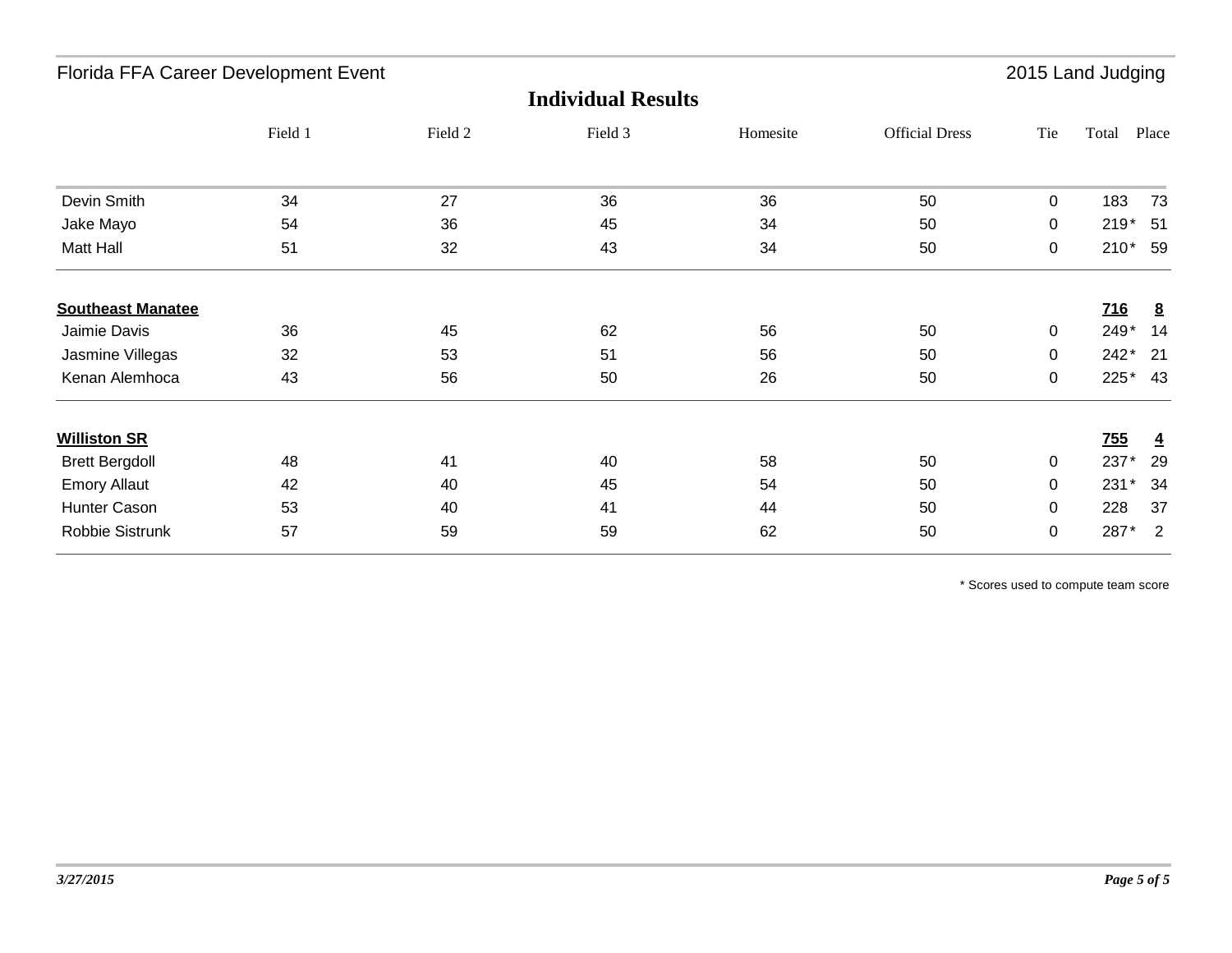Florida FFA Career Development Event — 2015 Land Judging

## Individual Results

| | Field 1 | Field 2 | Field 3 | Homesite | Official Dress | Tie | Total | Place |
|---|---|---|---|---|---|---|---|---|
| Devin Smith | 34 | 27 | 36 | 36 | 50 | 0 | 183 | 73 |
| Jake Mayo | 54 | 36 | 45 | 34 | 50 | 0 | 219* | 51 |
| Matt Hall | 51 | 32 | 43 | 34 | 50 | 0 | 210* | 59 |
| **Southeast Manatee** | | | | | | | **716** | **8** |
| Jaimie Davis | 36 | 45 | 62 | 56 | 50 | 0 | 249* | 14 |
| Jasmine Villegas | 32 | 53 | 51 | 56 | 50 | 0 | 242* | 21 |
| Kenan Alemhoca | 43 | 56 | 50 | 26 | 50 | 0 | 225* | 43 |
| **Williston SR** | | | | | | | **755** | **4** |
| Brett Bergdoll | 48 | 41 | 40 | 58 | 50 | 0 | 237* | 29 |
| Emory Allaut | 42 | 40 | 45 | 54 | 50 | 0 | 231* | 34 |
| Hunter Cason | 53 | 40 | 41 | 44 | 50 | 0 | 228 | 37 |
| Robbie Sistrunk | 57 | 59 | 59 | 62 | 50 | 0 | 287* | 2 |

* Scores used to compute team score

*3/27/2015*